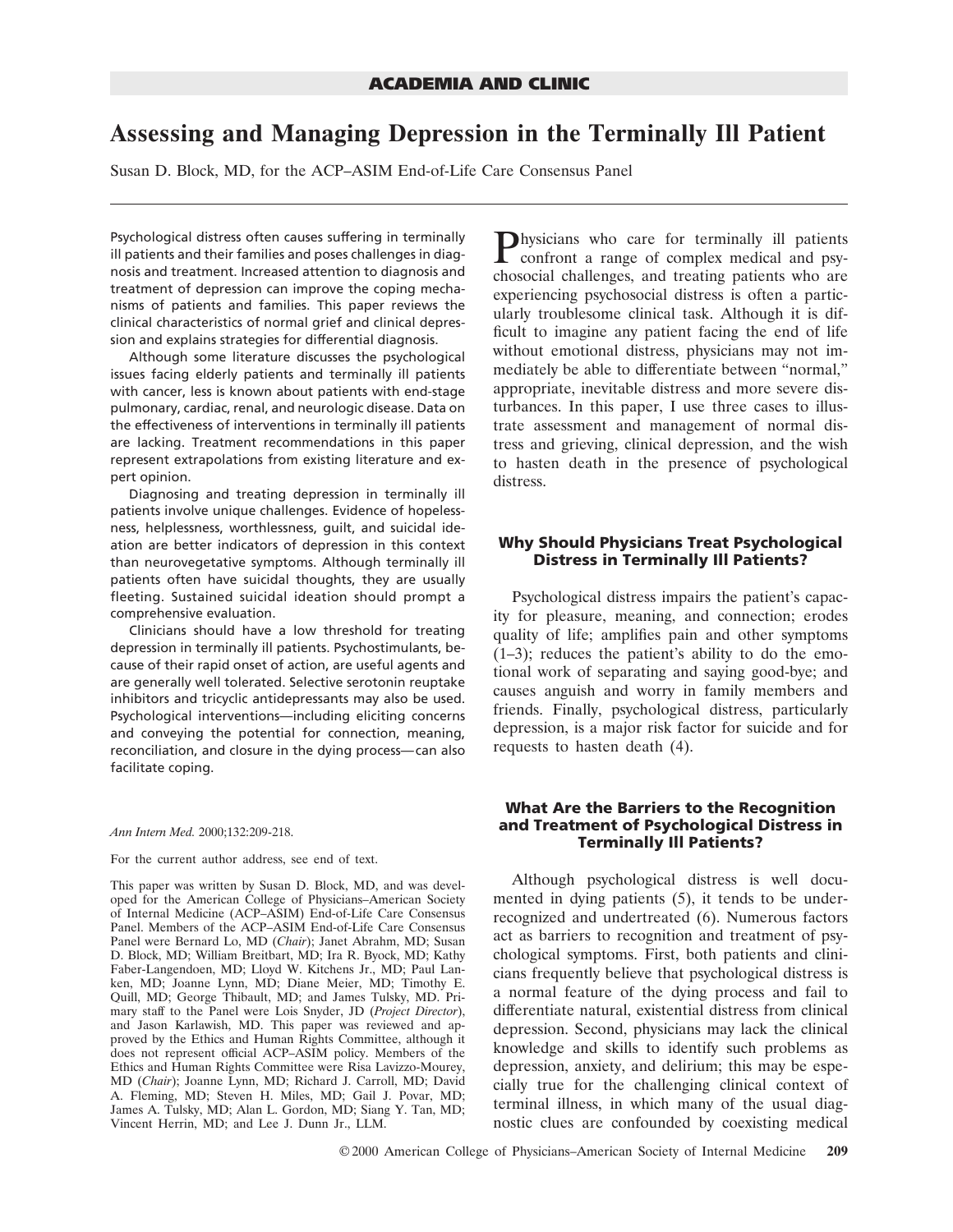**ACADEMIA AND CLINIC**

# Assessing and Managing Depression in the Terminally Ill Patient

Susan D. Block, MD, for the ACP–ASIM End-of-Life Care Consensus Panel

Psychological distress often causes suffering in terminally ill patients and their families and poses challenges in diagnosis and treatment. Increased attention to diagnosis and treatment of depression can improve the coping mechanisms of patients and families. This paper reviews the clinical characteristics of normal grief and clinical depression and explains strategies for differential diagnosis.

Although some literature discusses the psychological issues facing elderly patients and terminally ill patients with cancer, less is known about patients with end-stage pulmonary, cardiac, renal, and neurologic disease. Data on the effectiveness of interventions in terminally ill patients are lacking. Treatment recommendations in this paper represent extrapolations from existing literature and expert opinion.

Diagnosing and treating depression in terminally ill patients involve unique challenges. Evidence of hopelessness, helplessness, worthlessness, guilt, and suicidal ideation are better indicators of depression in this context than neurovegetative symptoms. Although terminally ill patients often have suicidal thoughts, they are usually fleeting. Sustained suicidal ideation should prompt a comprehensive evaluation.

Clinicians should have a low threshold for treating depression in terminally ill patients. Psychostimulants, because of their rapid onset of action, are useful agents and are generally well tolerated. Selective serotonin reuptake inhibitors and tricyclic antidepressants may also be used. Psychological interventions—including eliciting concerns and conveying the potential for connection, meaning, reconciliation, and closure in the dying process—can also facilitate coping.

*Ann Intern Med.* 2000;132:209-218.

For the current author address, see end of text.

This paper was written by Susan D. Block, MD, and was developed for the American College of Physicians–American Society of Internal Medicine (ACP–ASIM) End-of-Life Care Consensus Panel. Members of the ACP–ASIM End-of-Life Care Consensus Panel were Bernard Lo, MD (*Chair*); Janet Abrahm, MD; Susan D. Block, MD; William Breitbart, MD; Ira R. Byock, MD; Kathy Faber-Langendoen, MD; Lloyd W. Kitchens Jr., MD; Paul Lanken, MD; Joanne Lynn, MD; Diane Meier, MD; Timothy E. Quill, MD; George Thibault, MD; and James Tulsky, MD. Primary staff to the Panel were Lois Snyder, JD (*Project Director*), and Jason Karlawish, MD. This paper was reviewed and approved by the Ethics and Human Rights Committee, although it does not represent official ACP–ASIM policy. Members of the Ethics and Human Rights Committee were Risa Lavizzo-Mourey, MD (*Chair*); Joanne Lynn, MD; Richard J. Carroll, MD; David A. Fleming, MD; Steven H. Miles, MD; Gail J. Povar, MD; James A. Tulsky, MD; Alan L. Gordon, MD; Siang Y. Tan, MD; Vincent Herrin, MD; and Lee J. Dunn Jr., LLM.

Physicians who care for terminally ill patients confront a range of complex medical and psychosocial challenges, and treating patients who are experiencing psychosocial distress is often a particularly troublesome clinical task. Although it is difficult to imagine any patient facing the end of life without emotional distress, physicians may not immediately be able to differentiate between "normal," appropriate, inevitable distress and more severe disturbances. In this paper, I use three cases to illustrate assessment and management of normal distress and grieving, clinical depression, and the wish to hasten death in the presence of psychological distress.

## Why Should Physicians Treat Psychological Distress in Terminally Ill Patients?

Psychological distress impairs the patient's capacity for pleasure, meaning, and connection; erodes quality of life; amplifies pain and other symptoms (1–3); reduces the patient's ability to do the emotional work of separating and saying good-bye; and causes anguish and worry in family members and friends. Finally, psychological distress, particularly depression, is a major risk factor for suicide and for requests to hasten death (4).

## What Are the Barriers to the Recognition and Treatment of Psychological Distress in Terminally Ill Patients?

Although psychological distress is well documented in dying patients (5), it tends to be underrecognized and undertreated (6). Numerous factors act as barriers to recognition and treatment of psychological symptoms. First, both patients and clinicians frequently believe that psychological distress is a normal feature of the dying process and fail to differentiate natural, existential distress from clinical depression. Second, physicians may lack the clinical knowledge and skills to identify such problems as depression, anxiety, and delirium; this may be especially true for the challenging clinical context of terminal illness, in which many of the usual diagnostic clues are confounded by coexisting medical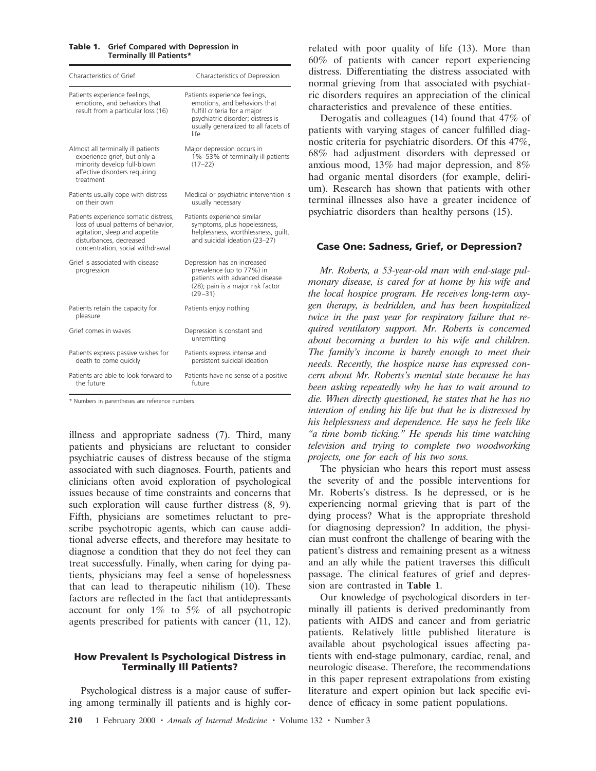**Table 1. Grief Compared with Depression in Terminally Ill Patients***

| Characteristics of Grief | Characteristics of Depression |
|---|---|
| Patients experience feelings, emotions, and behaviors that result from a particular loss (16) | Patients experience feelings, emotions, and behaviors that fulfill criteria for a major psychiatric disorder; distress is usually generalized to all facets of life |
| Almost all terminally ill patients experience grief, but only a minority develop full-blown affective disorders requiring treatment | Major depression occurs in 1%–53% of terminally ill patients (17–22) |
| Patients usually cope with distress on their own | Medical or psychiatric intervention is usually necessary |
| Patients experience somatic distress, loss of usual patterns of behavior, agitation, sleep and appetite disturbances, decreased concentration, social withdrawal | Patients experience similar symptoms, plus hopelessness, helplessness, worthlessness, guilt, and suicidal ideation (23–27) |
| Grief is associated with disease progression | Depression has an increased prevalence (up to 77%) in patients with advanced disease (28); pain is a major risk factor (29–31) |
| Patients retain the capacity for pleasure | Patients enjoy nothing |
| Grief comes in waves | Depression is constant and unremitting |
| Patients express passive wishes for death to come quickly | Patients express intense and persistent suicidal ideation |
| Patients are able to look forward to the future | Patients have no sense of a positive future |

\* Numbers in parentheses are reference numbers.

illness and appropriate sadness (7). Third, many patients and physicians are reluctant to consider psychiatric causes of distress because of the stigma associated with such diagnoses. Fourth, patients and clinicians often avoid exploration of psychological issues because of time constraints and concerns that such exploration will cause further distress (8, 9). Fifth, physicians are sometimes reluctant to prescribe psychotropic agents, which can cause additional adverse effects, and therefore may hesitate to diagnose a condition that they do not feel they can treat successfully. Finally, when caring for dying patients, physicians may feel a sense of hopelessness that can lead to therapeutic nihilism (10). These factors are reflected in the fact that antidepressants account for only 1% to 5% of all psychotropic agents prescribed for patients with cancer (11, 12).

## How Prevalent Is Psychological Distress in Terminally Ill Patients?

Psychological distress is a major cause of suffering among terminally ill patients and is highly correlated with poor quality of life (13). More than 60% of patients with cancer report experiencing distress. Differentiating the distress associated with normal grieving from that associated with psychiatric disorders requires an appreciation of the clinical characteristics and prevalence of these entities.

Derogatis and colleagues (14) found that 47% of patients with varying stages of cancer fulfilled diagnostic criteria for psychiatric disorders. Of this 47%, 68% had adjustment disorders with depressed or anxious mood, 13% had major depression, and 8% had organic mental disorders (for example, delirium). Research has shown that patients with other terminal illnesses also have a greater incidence of psychiatric disorders than healthy persons (15).

## Case One: Sadness, Grief, or Depression?

*Mr. Roberts, a 53-year-old man with end-stage pulmonary disease, is cared for at home by his wife and the local hospice program. He receives long-term oxygen therapy, is bedridden, and has been hospitalized twice in the past year for respiratory failure that required ventilatory support. Mr. Roberts is concerned about becoming a burden to his wife and children. The family's income is barely enough to meet their needs. Recently, the hospice nurse has expressed concern about Mr. Roberts's mental state because he has been asking repeatedly why he has to wait around to die. When directly questioned, he states that he has no intention of ending his life but that he is distressed by his helplessness and dependence. He says he feels like "a time bomb ticking." He spends his time watching television and trying to complete two woodworking projects, one for each of his two sons.*

The physician who hears this report must assess the severity of and the possible interventions for Mr. Roberts's distress. Is he depressed, or is he experiencing normal grieving that is part of the dying process? What is the appropriate threshold for diagnosing depression? In addition, the physician must confront the challenge of bearing with the patient's distress and remaining present as a witness and an ally while the patient traverses this difficult passage. The clinical features of grief and depression are contrasted in **Table 1**.

Our knowledge of psychological disorders in terminally ill patients is derived predominantly from patients with AIDS and cancer and from geriatric patients. Relatively little published literature is available about psychological issues affecting patients with end-stage pulmonary, cardiac, renal, and neurologic disease. Therefore, the recommendations in this paper represent extrapolations from existing literature and expert opinion but lack specific evidence of efficacy in some patient populations.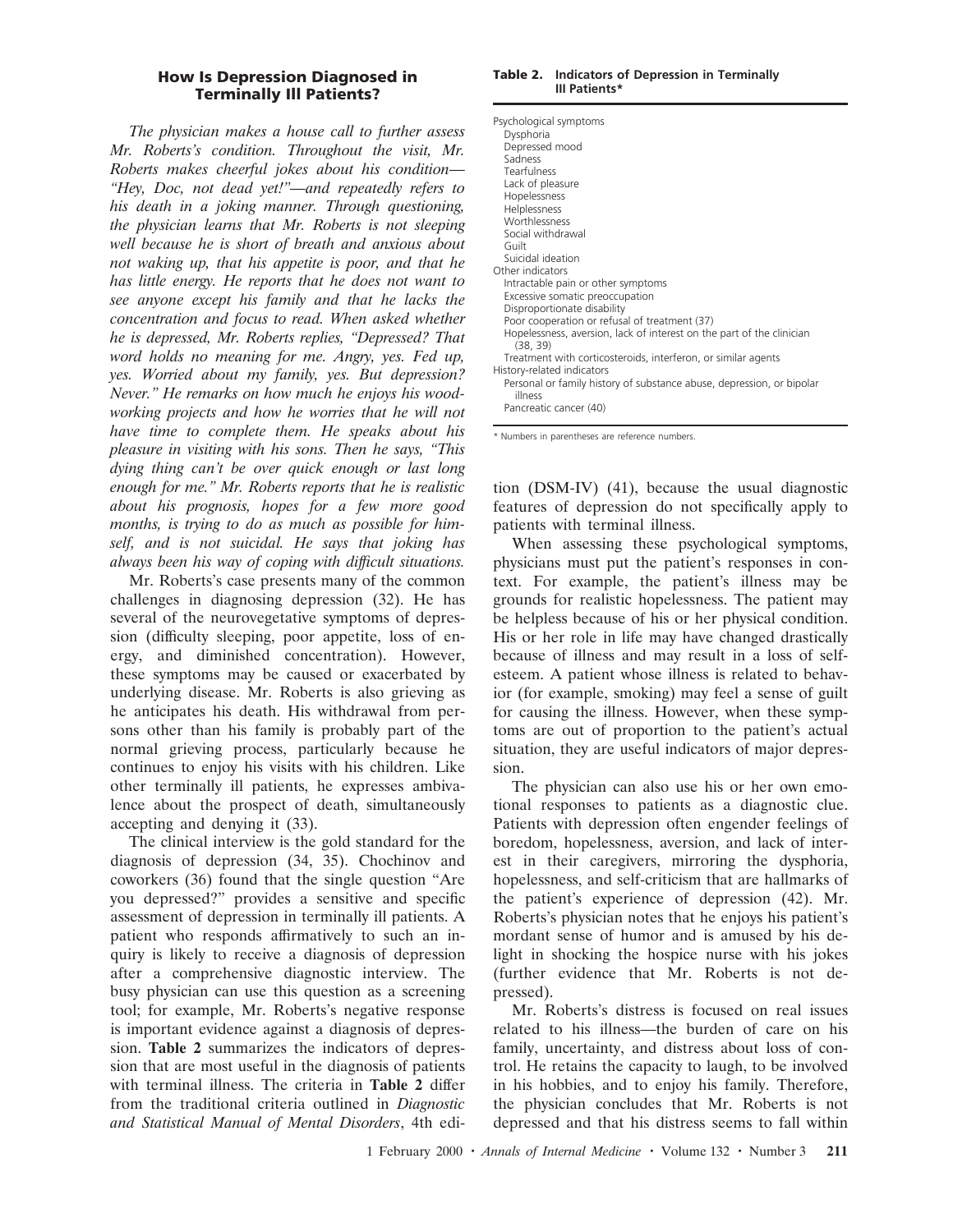## How Is Depression Diagnosed in Terminally Ill Patients?

*The physician makes a house call to further assess Mr. Roberts's condition. Throughout the visit, Mr. Roberts makes cheerful jokes about his condition—"Hey, Doc, not dead yet!"—and repeatedly refers to his death in a joking manner. Through questioning, the physician learns that Mr. Roberts is not sleeping well because he is short of breath and anxious about not waking up, that his appetite is poor, and that he has little energy. He reports that he does not want to see anyone except his family and that he lacks the concentration and focus to read. When asked whether he is depressed, Mr. Roberts replies, "Depressed? That word holds no meaning for me. Angry, yes. Fed up, yes. Worried about my family, yes. But depression? Never." He remarks on how much he enjoys his woodworking projects and how he worries that he will not have time to complete them. He speaks about his pleasure in visiting with his sons. Then he says, "This dying thing can't be over quick enough or last long enough for me." Mr. Roberts reports that he is realistic about his prognosis, hopes for a few more good months, is trying to do as much as possible for himself, and is not suicidal. He says that joking has always been his way of coping with difficult situations.*

Mr. Roberts's case presents many of the common challenges in diagnosing depression (32). He has several of the neurovegetative symptoms of depression (difficulty sleeping, poor appetite, loss of energy, and diminished concentration). However, these symptoms may be caused or exacerbated by underlying disease. Mr. Roberts is also grieving as he anticipates his death. His withdrawal from persons other than his family is probably part of the normal grieving process, particularly because he continues to enjoy his visits with his children. Like other terminally ill patients, he expresses ambivalence about the prospect of death, simultaneously accepting and denying it (33).

The clinical interview is the gold standard for the diagnosis of depression (34, 35). Chochinov and coworkers (36) found that the single question "Are you depressed?" provides a sensitive and specific assessment of depression in terminally ill patients. A patient who responds affirmatively to such an inquiry is likely to receive a diagnosis of depression after a comprehensive diagnostic interview. The busy physician can use this question as a screening tool; for example, Mr. Roberts's negative response is important evidence against a diagnosis of depression. **Table 2** summarizes the indicators of depression that are most useful in the diagnosis of patients with terminal illness. The criteria in **Table 2** differ from the traditional criteria outlined in *Diagnostic and Statistical Manual of Mental Disorders*, 4th edition (DSM-IV) (41), because the usual diagnostic features of depression do not specifically apply to patients with terminal illness.

**Table 2. Indicators of Depression in Terminally Ill Patients***

| |
|---|
| Psychological symptoms |
| Dysphoria |
| Depressed mood |
| Sadness |
| Tearfulness |
| Lack of pleasure |
| Hopelessness |
| Helplessness |
| Worthlessness |
| Social withdrawal |
| Guilt |
| Suicidal ideation |
| Other indicators |
| Intractable pain or other symptoms |
| Excessive somatic preoccupation |
| Disproportionate disability |
| Poor cooperation or refusal of treatment (37) |
| Hopelessness, aversion, lack of interest on the part of the clinician (38, 39) |
| Treatment with corticosteroids, interferon, or similar agents |
| History-related indicators |
| Personal or family history of substance abuse, depression, or bipolar illness |
| Pancreatic cancer (40) |

\* Numbers in parentheses are reference numbers.

When assessing these psychological symptoms, physicians must put the patient's responses in context. For example, the patient's illness may be grounds for realistic hopelessness. The patient may be helpless because of his or her physical condition. His or her role in life may have changed drastically because of illness and may result in a loss of self-esteem. A patient whose illness is related to behavior (for example, smoking) may feel a sense of guilt for causing the illness. However, when these symptoms are out of proportion to the patient's actual situation, they are useful indicators of major depression.

The physician can also use his or her own emotional responses to patients as a diagnostic clue. Patients with depression often engender feelings of boredom, hopelessness, aversion, and lack of interest in their caregivers, mirroring the dysphoria, hopelessness, and self-criticism that are hallmarks of the patient's experience of depression (42). Mr. Roberts's physician notes that he enjoys his patient's mordant sense of humor and is amused by his delight in shocking the hospice nurse with his jokes (further evidence that Mr. Roberts is not depressed).

Mr. Roberts's distress is focused on real issues related to his illness—the burden of care on his family, uncertainty, and distress about loss of control. He retains the capacity to laugh, to be involved in his hobbies, and to enjoy his family. Therefore, the physician concludes that Mr. Roberts is not depressed and that his distress seems to fall within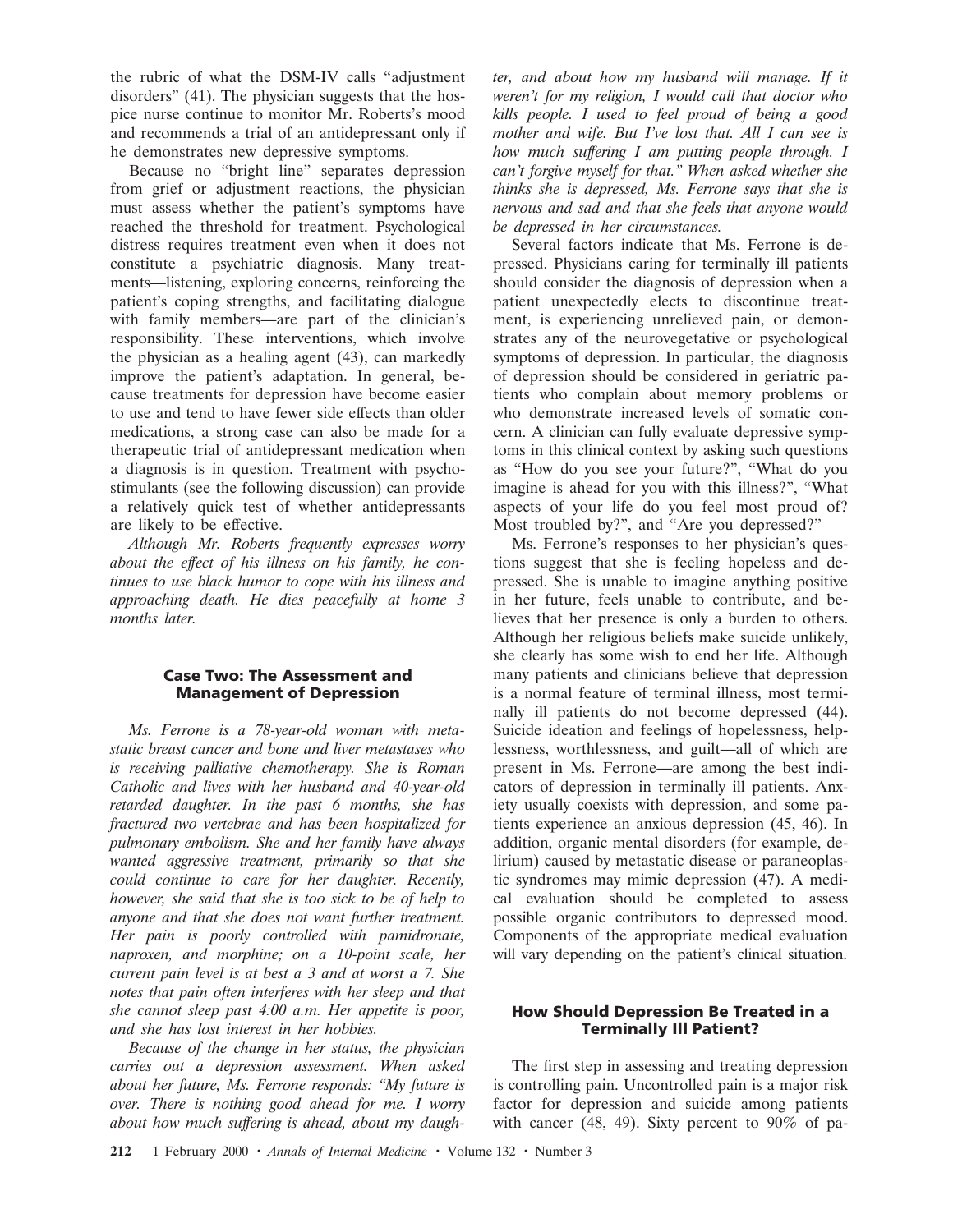the rubric of what the DSM-IV calls "adjustment disorders" (41). The physician suggests that the hospice nurse continue to monitor Mr. Roberts's mood and recommends a trial of an antidepressant only if he demonstrates new depressive symptoms.

Because no "bright line" separates depression from grief or adjustment reactions, the physician must assess whether the patient's symptoms have reached the threshold for treatment. Psychological distress requires treatment even when it does not constitute a psychiatric diagnosis. Many treatments—listening, exploring concerns, reinforcing the patient's coping strengths, and facilitating dialogue with family members—are part of the clinician's responsibility. These interventions, which involve the physician as a healing agent (43), can markedly improve the patient's adaptation. In general, because treatments for depression have become easier to use and tend to have fewer side effects than older medications, a strong case can also be made for a therapeutic trial of antidepressant medication when a diagnosis is in question. Treatment with psychostimulants (see the following discussion) can provide a relatively quick test of whether antidepressants are likely to be effective.

*Although Mr. Roberts frequently expresses worry about the effect of his illness on his family, he continues to use black humor to cope with his illness and approaching death. He dies peacefully at home 3 months later.*

### Case Two: The Assessment and Management of Depression

*Ms. Ferrone is a 78-year-old woman with metastatic breast cancer and bone and liver metastases who is receiving palliative chemotherapy. She is Roman Catholic and lives with her husband and 40-year-old retarded daughter. In the past 6 months, she has fractured two vertebrae and has been hospitalized for pulmonary embolism. She and her family have always wanted aggressive treatment, primarily so that she could continue to care for her daughter. Recently, however, she said that she is too sick to be of help to anyone and that she does not want further treatment. Her pain is poorly controlled with pamidronate, naproxen, and morphine; on a 10-point scale, her current pain level is at best a 3 and at worst a 7. She notes that pain often interferes with her sleep and that she cannot sleep past 4:00 a.m. Her appetite is poor, and she has lost interest in her hobbies.*

*Because of the change in her status, the physician carries out a depression assessment. When asked about her future, Ms. Ferrone responds: "My future is over. There is nothing good ahead for me. I worry about how much suffering is ahead, about my daughter, and about how my husband will manage. If it weren't for my religion, I would call that doctor who kills people. I used to feel proud of being a good mother and wife. But I've lost that. All I can see is how much suffering I am putting people through. I can't forgive myself for that." When asked whether she thinks she is depressed, Ms. Ferrone says that she is nervous and sad and that she feels that anyone would be depressed in her circumstances.*

Several factors indicate that Ms. Ferrone is depressed. Physicians caring for terminally ill patients should consider the diagnosis of depression when a patient unexpectedly elects to discontinue treatment, is experiencing unrelieved pain, or demonstrates any of the neurovegetative or psychological symptoms of depression. In particular, the diagnosis of depression should be considered in geriatric patients who complain about memory problems or who demonstrate increased levels of somatic concern. A clinician can fully evaluate depressive symptoms in this clinical context by asking such questions as "How do you see your future?", "What do you imagine is ahead for you with this illness?", "What aspects of your life do you feel most proud of? Most troubled by?", and "Are you depressed?"

Ms. Ferrone's responses to her physician's questions suggest that she is feeling hopeless and depressed. She is unable to imagine anything positive in her future, feels unable to contribute, and believes that her presence is only a burden to others. Although her religious beliefs make suicide unlikely, she clearly has some wish to end her life. Although many patients and clinicians believe that depression is a normal feature of terminal illness, most terminally ill patients do not become depressed (44). Suicide ideation and feelings of hopelessness, helplessness, worthlessness, and guilt—all of which are present in Ms. Ferrone—are among the best indicators of depression in terminally ill patients. Anxiety usually coexists with depression, and some patients experience an anxious depression (45, 46). In addition, organic mental disorders (for example, delirium) caused by metastatic disease or paraneoplastic syndromes may mimic depression (47). A medical evaluation should be completed to assess possible organic contributors to depressed mood. Components of the appropriate medical evaluation will vary depending on the patient's clinical situation.

### How Should Depression Be Treated in a Terminally Ill Patient?

The first step in assessing and treating depression is controlling pain. Uncontrolled pain is a major risk factor for depression and suicide among patients with cancer (48, 49). Sixty percent to 90% of pa-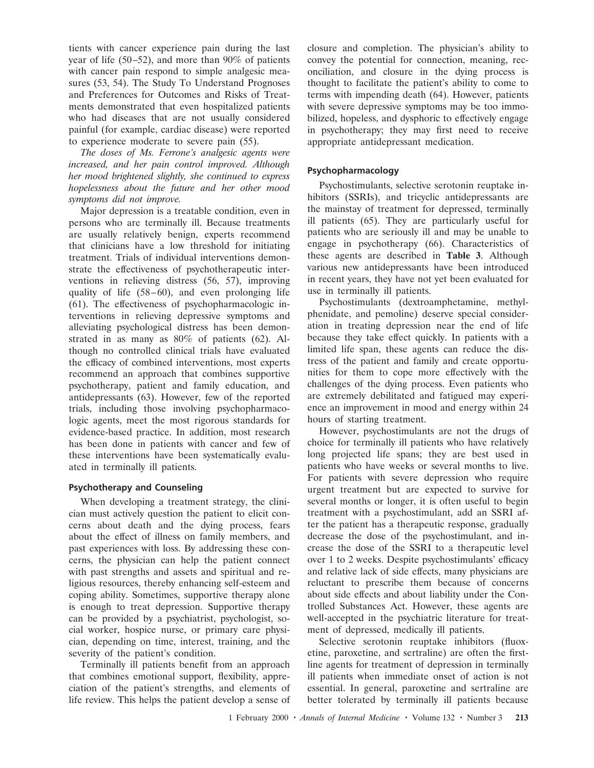tients with cancer experience pain during the last year of life (50–52), and more than 90% of patients with cancer pain respond to simple analgesic measures (53, 54). The Study To Understand Prognoses and Preferences for Outcomes and Risks of Treatments demonstrated that even hospitalized patients who had diseases that are not usually considered painful (for example, cardiac disease) were reported to experience moderate to severe pain (55).

*The doses of Ms. Ferrone's analgesic agents were increased, and her pain control improved. Although her mood brightened slightly, she continued to express hopelessness about the future and her other mood symptoms did not improve.*

Major depression is a treatable condition, even in persons who are terminally ill. Because treatments are usually relatively benign, experts recommend that clinicians have a low threshold for initiating treatment. Trials of individual interventions demonstrate the effectiveness of psychotherapeutic interventions in relieving distress (56, 57), improving quality of life (58–60), and even prolonging life (61). The effectiveness of psychopharmacologic interventions in relieving depressive symptoms and alleviating psychological distress has been demonstrated in as many as 80% of patients (62). Although no controlled clinical trials have evaluated the efficacy of combined interventions, most experts recommend an approach that combines supportive psychotherapy, patient and family education, and antidepressants (63). However, few of the reported trials, including those involving psychopharmacologic agents, meet the most rigorous standards for evidence-based practice. In addition, most research has been done in patients with cancer and few of these interventions have been systematically evaluated in terminally ill patients.

### Psychotherapy and Counseling

When developing a treatment strategy, the clinician must actively question the patient to elicit concerns about death and the dying process, fears about the effect of illness on family members, and past experiences with loss. By addressing these concerns, the physician can help the patient connect with past strengths and assets and spiritual and religious resources, thereby enhancing self-esteem and coping ability. Sometimes, supportive therapy alone is enough to treat depression. Supportive therapy can be provided by a psychiatrist, psychologist, social worker, hospice nurse, or primary care physician, depending on time, interest, training, and the severity of the patient's condition.

Terminally ill patients benefit from an approach that combines emotional support, flexibility, appreciation of the patient's strengths, and elements of life review. This helps the patient develop a sense of closure and completion. The physician's ability to convey the potential for connection, meaning, reconciliation, and closure in the dying process is thought to facilitate the patient's ability to come to terms with impending death (64). However, patients with severe depressive symptoms may be too immobilized, hopeless, and dysphoric to effectively engage in psychotherapy; they may first need to receive appropriate antidepressant medication.

### Psychopharmacology

Psychostimulants, selective serotonin reuptake inhibitors (SSRIs), and tricyclic antidepressants are the mainstay of treatment for depressed, terminally ill patients (65). They are particularly useful for patients who are seriously ill and may be unable to engage in psychotherapy (66). Characteristics of these agents are described in **Table 3**. Although various new antidepressants have been introduced in recent years, they have not yet been evaluated for use in terminally ill patients.

Psychostimulants (dextroamphetamine, methylphenidate, and pemoline) deserve special consideration in treating depression near the end of life because they take effect quickly. In patients with a limited life span, these agents can reduce the distress of the patient and family and create opportunities for them to cope more effectively with the challenges of the dying process. Even patients who are extremely debilitated and fatigued may experience an improvement in mood and energy within 24 hours of starting treatment.

However, psychostimulants are not the drugs of choice for terminally ill patients who have relatively long projected life spans; they are best used in patients who have weeks or several months to live. For patients with severe depression who require urgent treatment but are expected to survive for several months or longer, it is often useful to begin treatment with a psychostimulant, add an SSRI after the patient has a therapeutic response, gradually decrease the dose of the psychostimulant, and increase the dose of the SSRI to a therapeutic level over 1 to 2 weeks. Despite psychostimulants' efficacy and relative lack of side effects, many physicians are reluctant to prescribe them because of concerns about side effects and about liability under the Controlled Substances Act. However, these agents are well-accepted in the psychiatric literature for treatment of depressed, medically ill patients.

Selective serotonin reuptake inhibitors (fluoxetine, paroxetine, and sertraline) are often the first-line agents for treatment of depression in terminally ill patients when immediate onset of action is not essential. In general, paroxetine and sertraline are better tolerated by terminally ill patients because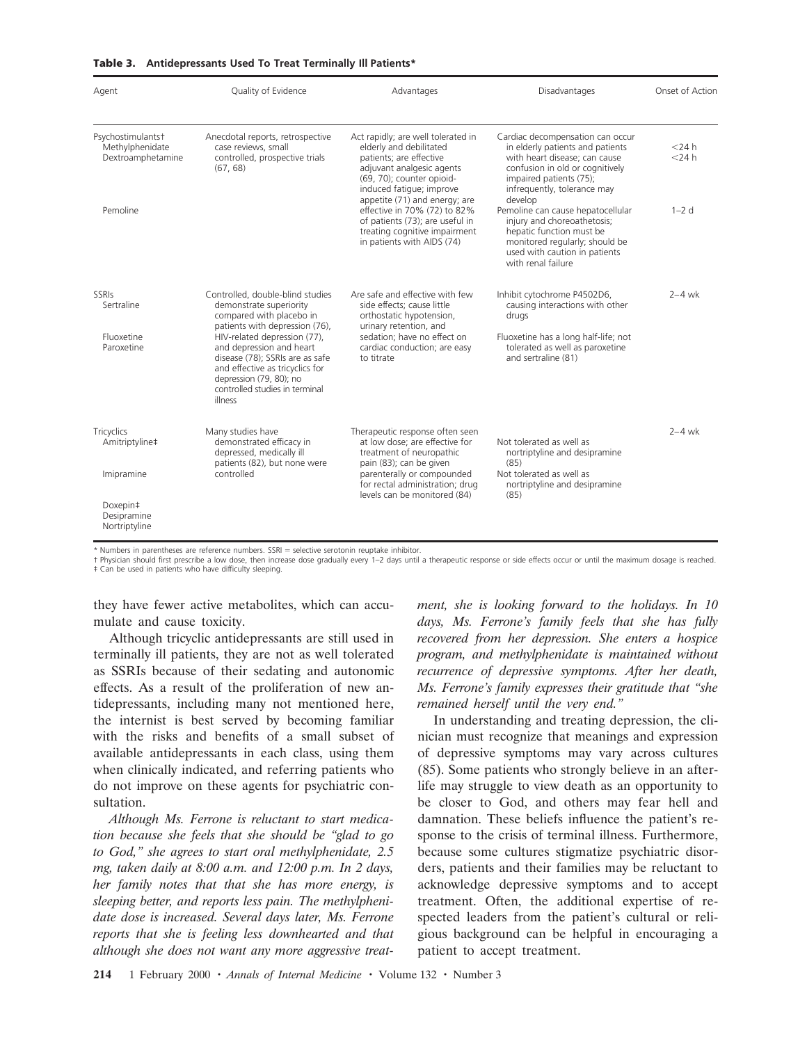**Table 3. Antidepressants Used To Treat Terminally Ill Patients***

| Agent | Quality of Evidence | Advantages | Disadvantages | Onset of Action |
|---|---|---|---|---|
| Psychostimulants† | Anecdotal reports, retrospective case reviews, small controlled, prospective trials (67, 68) | Act rapidly; are well tolerated in elderly and debilitated patients; are effective adjuvant analgesic agents (69, 70); counter opioid-induced fatigue; improve appetite (71) and energy; are effective in 70% (72) to 82% of patients (73); are useful in treating cognitive impairment in patients with AIDS (74) | | |
| Methylphenidate | | | Cardiac decompensation can occur in elderly patients and patients with heart disease; can cause confusion in old or cognitively impaired patients (75); infrequently, tolerance may develop | <24 h |
| Dextroamphetamine | | | | <24 h |
| Pemoline | | | Pemoline can cause hepatocellular injury and choreoathetosis; hepatic function must be monitored regularly; should be used with caution in patients with renal failure | 1–2 d |
| SSRIs | Controlled, double-blind studies demonstrate superiority compared with placebo in patients with depression (76), HIV-related depression (77), and depression and heart disease (78); SSRIs are as safe and effective as tricyclics for depression (79, 80); no controlled studies in terminal illness | Are safe and effective with few side effects; cause little orthostatic hypotension, urinary retention, and sedation; have no effect on cardiac conduction; are easy to titrate | Inhibit cytochrome P4502D6, causing interactions with other drugs | 2–4 wk |
| Sertraline | | | | |
| Fluoxetine | | | Fluoxetine has a long half-life; not tolerated as well as paroxetine and sertraline (81) | |
| Paroxetine | | | | |
| Tricyclics | Many studies have demonstrated efficacy in depressed, medically ill patients (82), but none were controlled | Therapeutic response often seen at low dose; are effective for treatment of neuropathic pain (83); can be given parenterally or compounded for rectal administration; drug levels can be monitored (84) | | 2–4 wk |
| Amitriptyline‡ | | | Not tolerated as well as nortriptyline and desipramine (85) | |
| Imipramine | | | Not tolerated as well as nortriptyline and desipramine (85) | |
| Doxepin‡ | | | | |
| Desipramine | | | | |
| Nortriptyline | | | | |

\* Numbers in parentheses are reference numbers. SSRI = selective serotonin reuptake inhibitor.
† Physician should first prescribe a low dose, then increase dose gradually every 1–2 days until a therapeutic response or side effects occur or until the maximum dosage is reached.
‡ Can be used in patients who have difficulty sleeping.

they have fewer active metabolites, which can accumulate and cause toxicity.

Although tricyclic antidepressants are still used in terminally ill patients, they are not as well tolerated as SSRIs because of their sedating and autonomic effects. As a result of the proliferation of new antidepressants, including many not mentioned here, the internist is best served by becoming familiar with the risks and benefits of a small subset of available antidepressants in each class, using them when clinically indicated, and referring patients who do not improve on these agents for psychiatric consultation.

*Although Ms. Ferrone is reluctant to start medication because she feels that she should be "glad to go to God," she agrees to start oral methylphenidate, 2.5 mg, taken daily at 8:00 a.m. and 12:00 p.m. In 2 days, her family notes that that she has more energy, is sleeping better, and reports less pain. The methylphenidate dose is increased. Several days later, Ms. Ferrone reports that she is feeling less downhearted and that although she does not want any more aggressive treatment, she is looking forward to the holidays. In 10 days, Ms. Ferrone's family feels that she has fully recovered from her depression. She enters a hospice program, and methylphenidate is maintained without recurrence of depressive symptoms. After her death, Ms. Ferrone's family expresses their gratitude that "she remained herself until the very end."*

In understanding and treating depression, the clinician must recognize that meanings and expression of depressive symptoms may vary across cultures (85). Some patients who strongly believe in an afterlife may struggle to view death as an opportunity to be closer to God, and others may fear hell and damnation. These beliefs influence the patient's response to the crisis of terminal illness. Furthermore, because some cultures stigmatize psychiatric disorders, patients and their families may be reluctant to acknowledge depressive symptoms and to accept treatment. Often, the additional expertise of respected leaders from the patient's cultural or religious background can be helpful in encouraging a patient to accept treatment.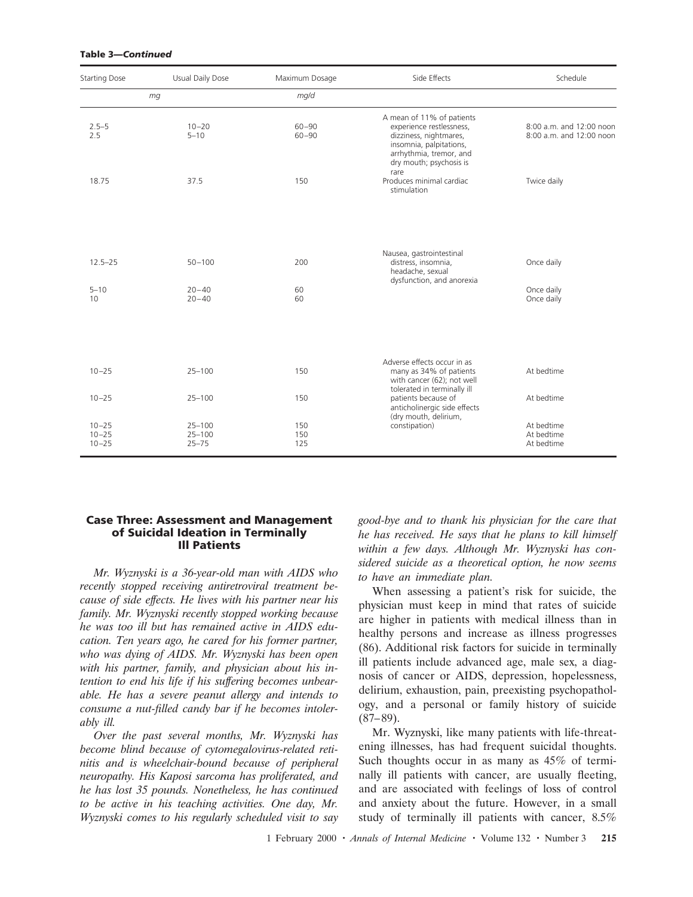**Table 3—*Continued***

| Starting Dose | Usual Daily Dose | Maximum Dosage | Side Effects | Schedule |
|---|---|---|---|---|
| *mg* | | *mg/d* | | |
| 2.5–5 | 10–20 | 60–90 | A mean of 11% of patients experience restlessness, dizziness, nightmares, insomnia, palpitations, arrhythmia, tremor, and dry mouth; psychosis is rare | 8:00 a.m. and 12:00 noon |
| 2.5 | 5–10 | 60–90 | | 8:00 a.m. and 12:00 noon |
| 18.75 | 37.5 | 150 | Produces minimal cardiac stimulation | Twice daily |
| 12.5–25 | 50–100 | 200 | Nausea, gastrointestinal distress, insomnia, headache, sexual dysfunction, and anorexia | Once daily |
| 5–10 | 20–40 | 60 | | Once daily |
| 10 | 20–40 | 60 | | Once daily |
| 10–25 | 25–100 | 150 | Adverse effects occur in as many as 34% of patients with cancer (62); not well tolerated in terminally ill patients because of anticholinergic side effects (dry mouth, delirium, constipation) | At bedtime |
| 10–25 | 25–100 | 150 | | At bedtime |
| 10–25 | 25–100 | 150 | | At bedtime |
| 10–25 | 25–100 | 150 | | At bedtime |
| 10–25 | 25–75 | 125 | | At bedtime |

### Case Three: Assessment and Management of Suicidal Ideation in Terminally Ill Patients

*Mr. Wyznyski is a 36-year-old man with AIDS who recently stopped receiving antiretroviral treatment because of side effects. He lives with his partner near his family. Mr. Wyznyski recently stopped working because he was too ill but has remained active in AIDS education. Ten years ago, he cared for his former partner, who was dying of AIDS. Mr. Wyznyski has been open with his partner, family, and physician about his intention to end his life if his suffering becomes unbearable. He has a severe peanut allergy and intends to consume a nut-filled candy bar if he becomes intolerably ill.*

*Over the past several months, Mr. Wyznyski has become blind because of cytomegalovirus-related retinitis and is wheelchair-bound because of peripheral neuropathy. His Kaposi sarcoma has proliferated, and he has lost 35 pounds. Nonetheless, he has continued to be active in his teaching activities. One day, Mr. Wyznyski comes to his regularly scheduled visit to say good-bye and to thank his physician for the care that he has received. He says that he plans to kill himself within a few days. Although Mr. Wyznyski has considered suicide as a theoretical option, he now seems to have an immediate plan.*

When assessing a patient's risk for suicide, the physician must keep in mind that rates of suicide are higher in patients with medical illness than in healthy persons and increase as illness progresses (86). Additional risk factors for suicide in terminally ill patients include advanced age, male sex, a diagnosis of cancer or AIDS, depression, hopelessness, delirium, exhaustion, pain, preexisting psychopathology, and a personal or family history of suicide (87–89).

Mr. Wyznyski, like many patients with life-threatening illnesses, has had frequent suicidal thoughts. Such thoughts occur in as many as 45% of terminally ill patients with cancer, are usually fleeting, and are associated with feelings of loss of control and anxiety about the future. However, in a small study of terminally ill patients with cancer, 8.5%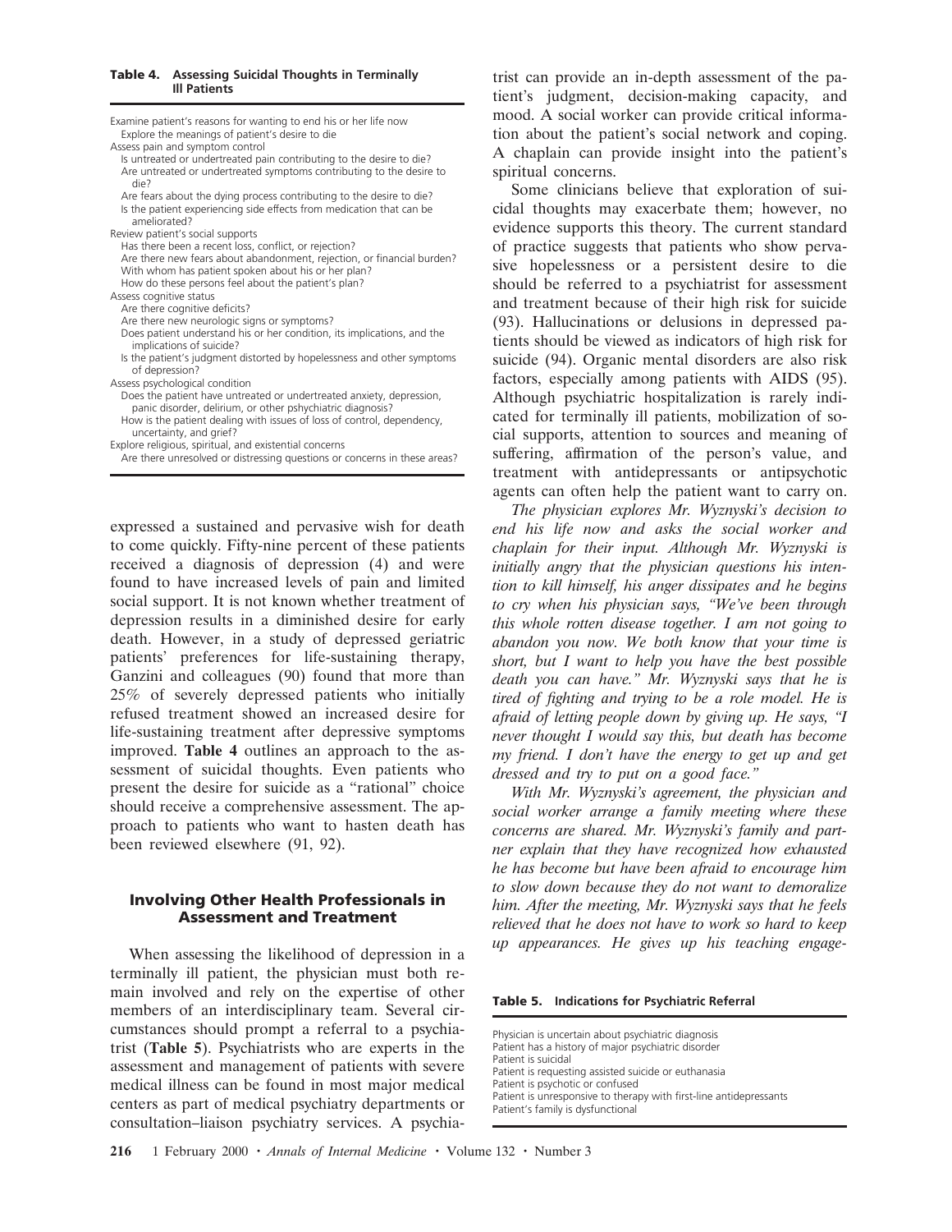**Table 4. Assessing Suicidal Thoughts in Terminally Ill Patients**

Examine patient's reasons for wanting to end his or her life now
- Explore the meanings of patient's desire to die

Assess pain and symptom control
- Is untreated or undertreated pain contributing to the desire to die?
- Are untreated or undertreated symptoms contributing to the desire to die?
- Are fears about the dying process contributing to the desire to die?
- Is the patient experiencing side effects from medication that can be ameliorated?

Review patient's social supports
- Has there been a recent loss, conflict, or rejection?
- Are there new fears about abandonment, rejection, or financial burden?
- With whom has patient spoken about his or her plan?
- How do these persons feel about the patient's plan?

Assess cognitive status
- Are there cognitive deficits?
- Are there new neurologic signs or symptoms?
- Does patient understand his or her condition, its implications, and the implications of suicide?
- Is the patient's judgment distorted by hopelessness and other symptoms of depression?

Assess psychological condition
- Does the patient have untreated or undertreated anxiety, depression, panic disorder, delirium, or other pshychiatric diagnosis?
- How is the patient dealing with issues of loss of control, dependency, uncertainty, and grief?

Explore religious, spiritual, and existential concerns
- Are there unresolved or distressing questions or concerns in these areas?

expressed a sustained and pervasive wish for death to come quickly. Fifty-nine percent of these patients received a diagnosis of depression (4) and were found to have increased levels of pain and limited social support. It is not known whether treatment of depression results in a diminished desire for early death. However, in a study of depressed geriatric patients' preferences for life-sustaining therapy, Ganzini and colleagues (90) found that more than 25% of severely depressed patients who initially refused treatment showed an increased desire for life-sustaining treatment after depressive symptoms improved. **Table 4** outlines an approach to the assessment of suicidal thoughts. Even patients who present the desire for suicide as a "rational" choice should receive a comprehensive assessment. The approach to patients who want to hasten death has been reviewed elsewhere (91, 92).

### Involving Other Health Professionals in Assessment and Treatment

When assessing the likelihood of depression in a terminally ill patient, the physician must both remain involved and rely on the expertise of other members of an interdisciplinary team. Several circumstances should prompt a referral to a psychiatrist (**Table 5**). Psychiatrists who are experts in the assessment and management of patients with severe medical illness can be found in most major medical centers as part of medical psychiatry departments or consultation–liaison psychiatry services. A psychiatrist can provide an in-depth assessment of the patient's judgment, decision-making capacity, and mood. A social worker can provide critical information about the patient's social network and coping. A chaplain can provide insight into the patient's spiritual concerns.

Some clinicians believe that exploration of suicidal thoughts may exacerbate them; however, no evidence supports this theory. The current standard of practice suggests that patients who show pervasive hopelessness or a persistent desire to die should be referred to a psychiatrist for assessment and treatment because of their high risk for suicide (93). Hallucinations or delusions in depressed patients should be viewed as indicators of high risk for suicide (94). Organic mental disorders are also risk factors, especially among patients with AIDS (95). Although psychiatric hospitalization is rarely indicated for terminally ill patients, mobilization of social supports, attention to sources and meaning of suffering, affirmation of the person's value, and treatment with antidepressants or antipsychotic agents can often help the patient want to carry on.

*The physician explores Mr. Wyznyski's decision to end his life now and asks the social worker and chaplain for their input. Although Mr. Wyznyski is initially angry that the physician questions his intention to kill himself, his anger dissipates and he begins to cry when his physician says, "We've been through this whole rotten disease together. I am not going to abandon you now. We both know that your time is short, but I want to help you have the best possible death you can have." Mr. Wyznyski says that he is tired of fighting and trying to be a role model. He is afraid of letting people down by giving up. He says, "I never thought I would say this, but death has become my friend. I don't have the energy to get up and get dressed and try to put on a good face."*

*With Mr. Wyznyski's agreement, the physician and social worker arrange a family meeting where these concerns are shared. Mr. Wyznyski's family and partner explain that they have recognized how exhausted he has become but have been afraid to encourage him to slow down because they do not want to demoralize him. After the meeting, Mr. Wyznyski says that he feels relieved that he does not have to work so hard to keep up appearances. He gives up his teaching engage-*

**Table 5. Indications for Psychiatric Referral**

- Physician is uncertain about psychiatric diagnosis
- Patient has a history of major psychiatric disorder
- Patient is suicidal
- Patient is requesting assisted suicide or euthanasia
- Patient is psychotic or confused
- Patient is unresponsive to therapy with first-line antidepressants
- Patient's family is dysfunctional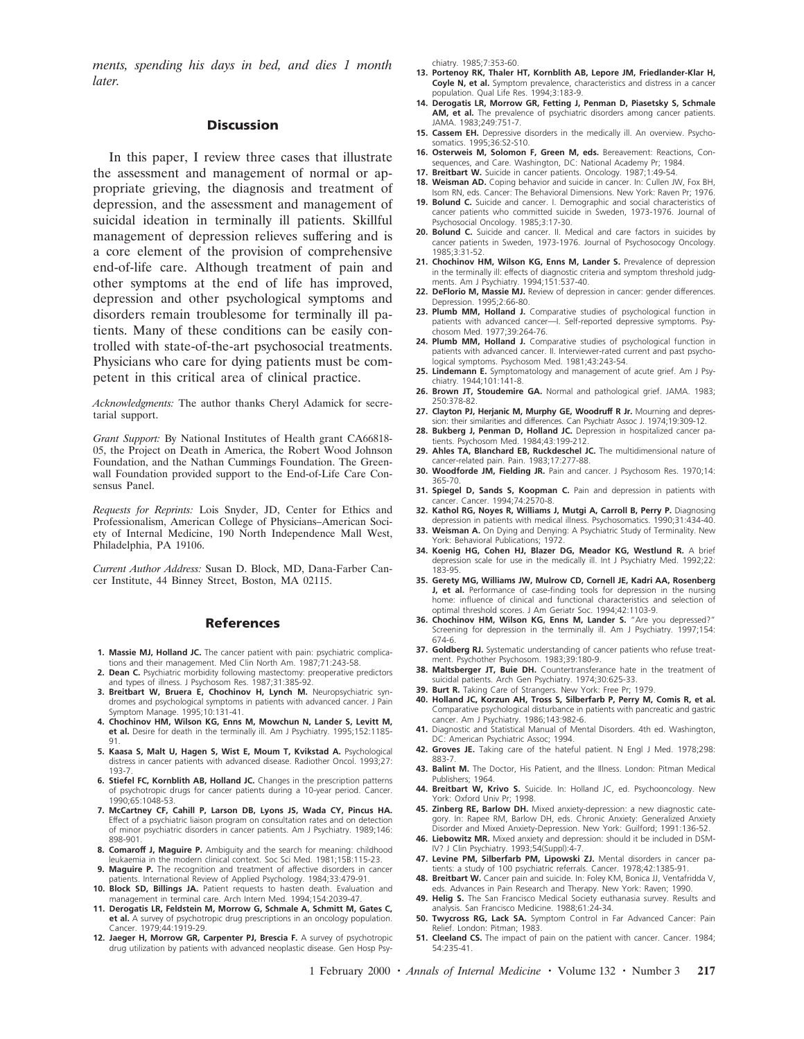*ments, spending his days in bed, and dies 1 month later.*

## Discussion

In this paper, I review three cases that illustrate the assessment and management of normal or appropriate grieving, the diagnosis and treatment of depression, and the assessment and management of suicidal ideation in terminally ill patients. Skillful management of depression relieves suffering and is a core element of the provision of comprehensive end-of-life care. Although treatment of pain and other symptoms at the end of life has improved, depression and other psychological symptoms and disorders remain troublesome for terminally ill patients. Many of these conditions can be easily controlled with state-of-the-art psychosocial treatments. Physicians who care for dying patients must be competent in this critical area of clinical practice.

*Acknowledgments:* The author thanks Cheryl Adamick for secretarial support.

*Grant Support:* By National Institutes of Health grant CA66818-05, the Project on Death in America, the Robert Wood Johnson Foundation, and the Nathan Cummings Foundation. The Greenwall Foundation provided support to the End-of-Life Care Consensus Panel.

*Requests for Reprints:* Lois Snyder, JD, Center for Ethics and Professionalism, American College of Physicians–American Society of Internal Medicine, 190 North Independence Mall West, Philadelphia, PA 19106.

*Current Author Address:* Susan D. Block, MD, Dana-Farber Cancer Institute, 44 Binney Street, Boston, MA 02115.

## References

1. **Massie MJ, Holland JC.** The cancer patient with pain: psychiatric complications and their management. Med Clin North Am. 1987;71:243-58.
2. **Dean C.** Psychiatric morbidity following mastectomy: preoperative predictors and types of illness. J Psychosom Res. 1987;31:385-92.
3. **Breitbart W, Bruera E, Chochinov H, Lynch M.** Neuropsychiatric syndromes and psychological symptoms in patients with advanced cancer. J Pain Symptom Manage. 1995;10:131-41.
4. **Chochinov HM, Wilson KG, Enns M, Mowchun N, Lander S, Levitt M, et al.** Desire for death in the terminally ill. Am J Psychiatry. 1995;152:1185-91.
5. **Kaasa S, Malt U, Hagen S, Wist E, Moum T, Kvikstad A.** Psychological distress in cancer patients with advanced disease. Radiother Oncol. 1993;27:193-7.
6. **Stiefel FC, Kornblith AB, Holland JC.** Changes in the prescription patterns of psychotropic drugs for cancer patients during a 10-year period. Cancer. 1990;65:1048-53.
7. **McCartney CF, Cahill P, Larson DB, Lyons JS, Wada CY, Pincus HA.** Effect of a psychiatric liaison program on consultation rates and on detection of minor psychiatric disorders in cancer patients. Am J Psychiatry. 1989;146:898-901.
8. **Comaroff J, Maguire P.** Ambiguity and the search for meaning: childhood leukaemia in the modern clinical context. Soc Sci Med. 1981;15B:115-23.
9. **Maguire P.** The recognition and treatment of affective disorders in cancer patients. International Review of Applied Psychology. 1984;33:479-91.
10. **Block SD, Billings JA.** Patient requests to hasten death. Evaluation and management in terminal care. Arch Intern Med. 1994;154:2039-47.
11. **Derogatis LR, Feldstein M, Morrow G, Schmale A, Schmitt M, Gates C, et al.** A survey of psychotropic drug prescriptions in an oncology population. Cancer. 1979;44:1919-29.
12. **Jaeger H, Morrow GR, Carpenter PJ, Brescia F.** A survey of psychotropic drug utilization by patients with advanced neoplastic disease. Gen Hosp Psychiatry. 1985;7:353-60.
13. **Portenoy RK, Thaler HT, Kornblith AB, Lepore JM, Friedlander-Klar H, Coyle N, et al.** Symptom prevalence, characteristics and distress in a cancer population. Qual Life Res. 1994;3:183-9.
14. **Derogatis LR, Morrow GR, Fetting J, Penman D, Piasetsky S, Schmale AM, et al.** The prevalence of psychiatric disorders among cancer patients. JAMA. 1983;249:751-7.
15. **Cassem EH.** Depressive disorders in the medically ill. An overview. Psychosomatics. 1995;36:S2-S10.
16. **Osterweis M, Solomon F, Green M, eds.** Bereavement: Reactions, Consequences, and Care. Washington, DC: National Academy Pr; 1984.
17. **Breitbart W.** Suicide in cancer patients. Oncology. 1987;1:49-54.
18. **Weisman AD.** Coping behavior and suicide in cancer. In: Cullen JW, Fox BH, Isom RN, eds. Cancer: The Behavioral Dimensions. New York: Raven Pr; 1976.
19. **Bolund C.** Suicide and cancer. I. Demographic and social characteristics of cancer patients who committed suicide in Sweden, 1973-1976. Journal of Psychosocial Oncology. 1985;3:17-30.
20. **Bolund C.** Suicide and cancer. II. Medical and care factors in suicides by cancer patients in Sweden, 1973-1976. Journal of Psychosocogy Oncology. 1985;3:31-52.
21. **Chochinov HM, Wilson KG, Enns M, Lander S.** Prevalence of depression in the terminally ill: effects of diagnostic criteria and symptom threshold judgments. Am J Psychiatry. 1994;151:537-40.
22. **DeFlorio M, Massie MJ.** Review of depression in cancer: gender differences. Depression. 1995;2:66-80.
23. **Plumb MM, Holland J.** Comparative studies of psychological function in patients with advanced cancer—I. Self-reported depressive symptoms. Psychosom Med. 1977;39:264-76.
24. **Plumb MM, Holland J.** Comparative studies of psychological function in patients with advanced cancer. II. Interviewer-rated current and past psychological symptoms. Psychosom Med. 1981;43:243-54.
25. **Lindemann E.** Symptomatology and management of acute grief. Am J Psychiatry. 1944;101:141-8.
26. **Brown JT, Stoudemire GA.** Normal and pathological grief. JAMA. 1983;250:378-82.
27. **Clayton PJ, Herjanic M, Murphy GE, Woodruff R Jr.** Mourning and depression: their similarities and differences. Can Psychiatr Assoc J. 1974;19:309-12.
28. **Bukberg J, Penman D, Holland JC.** Depression in hospitalized cancer patients. Psychosom Med. 1984;43:199-212.
29. **Ahles TA, Blanchard EB, Ruckdeschel JC.** The multidimensional nature of cancer-related pain. Pain. 1983;17:277-88.
30. **Woodforde JM, Fielding JR.** Pain and cancer. J Psychosom Res. 1970;14:365-70.
31. **Spiegel D, Sands S, Koopman C.** Pain and depression in patients with cancer. Cancer. 1994;74:2570-8.
32. **Kathol RG, Noyes R, Williams J, Mutgi A, Carroll B, Perry P.** Diagnosing depression in patients with medical illness. Psychosomatics. 1990;31:434-40.
33. **Weisman A.** On Dying and Denying: A Psychiatric Study of Terminality. New York: Behavioral Publications; 1972.
34. **Koenig HG, Cohen HJ, Blazer DG, Meador KG, Westlund R.** A brief depression scale for use in the medically ill. Int J Psychiatry Med. 1992;22:183-95.
35. **Gerety MG, Williams JW, Mulrow CD, Cornell JE, Kadri AA, Rosenberg J, et al.** Performance of case-finding tools for depression in the nursing home: influence of clinical and functional characteristics and selection of optimal threshold scores. J Am Geriatr Soc. 1994;42:1103-9.
36. **Chochinov HM, Wilson KG, Enns M, Lander S.** "Are you depressed?" Screening for depression in the terminally ill. Am J Psychiatry. 1997;154:674-6.
37. **Goldberg RJ.** Systematic understanding of cancer patients who refuse treatment. Psychother Psychosom. 1983;39:180-9.
38. **Maltsberger JT, Buie DH.** Countertransference hate in the treatment of suicidal patients. Arch Gen Psychiatry. 1974;30:625-33.
39. **Burt R.** Taking Care of Strangers. New York: Free Pr; 1979.
40. **Holland JC, Korzun AH, Tross S, Silberfarb P, Perry M, Comis R, et al.** Comparative psychological disturbance in patients with pancreatic and gastric cancer. Am J Psychiatry. 1986;143:982-6.
41. Diagnostic and Statistical Manual of Mental Disorders. 4th ed. Washington, DC: American Psychiatric Assoc; 1994.
42. **Groves JE.** Taking care of the hateful patient. N Engl J Med. 1978;298:883-7.
43. **Balint M.** The Doctor, His Patient, and the Illness. London: Pitman Medical Publishers; 1964.
44. **Breitbart W, Krivo S.** Suicide. In: Holland JC, ed. Psychooncology. New York: Oxford Univ Pr; 1998.
45. **Zinberg RE, Barlow DH.** Mixed anxiety-depression: a new diagnostic category. In: Rapee RM, Barlow DH, eds. Chronic Anxiety: Generalized Anxiety Disorder and Mixed Anxiety-Depression. New York: Guilford; 1991:136-52.
46. **Liebowitz MR.** Mixed anxiety and depression: should it be included in DSM-IV? J Clin Psychiatry. 1993;54(Suppl):4-7.
47. **Levine PM, Silberfarb PM, Lipowski ZJ.** Mental disorders in cancer patients: a study of 100 psychiatric referrals. Cancer. 1978;42:1385-91.
48. **Breitbart W.** Cancer pain and suicide. In: Foley KM, Bonica JJ, Ventafridda V, eds. Advances in Pain Research and Therapy. New York: Raven; 1990.
49. **Helig S.** The San Francisco Medical Society euthanasia survey. Results and analysis. San Francisco Medicine. 1988;61:24-34.
50. **Twycross RG, Lack SA.** Symptom Control in Far Advanced Cancer: Pain Relief. London: Pitman; 1983.
51. **Cleeland CS.** The impact of pain on the patient with cancer. Cancer. 1984;54:235-41.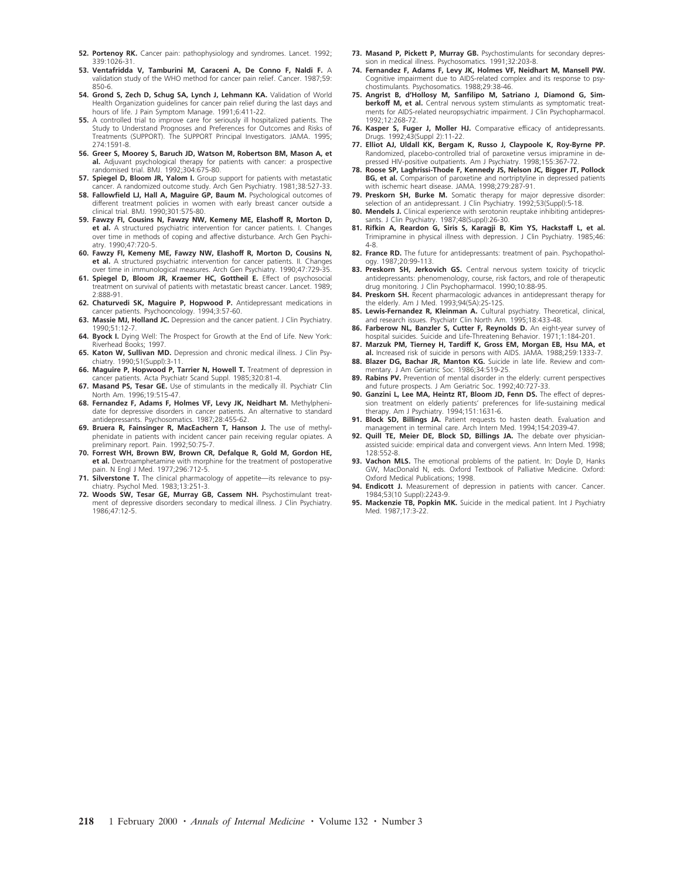**52. Portenoy RK.** Cancer pain: pathophysiology and syndromes. Lancet. 1992; 339:1026-31.

**53. Ventafridda V, Tamburini M, Caraceni A, De Conno F, Naldi F.** A validation study of the WHO method for cancer pain relief. Cancer. 1987;59: 850-6.

**54. Grond S, Zech D, Schug SA, Lynch J, Lehmann KA.** Validation of World Health Organization guidelines for cancer pain relief during the last days and hours of life. J Pain Symptom Manage. 1991;6:411-22.

**55.** A controlled trial to improve care for seriously ill hospitalized patients. The Study to Understand Prognoses and Preferences for Outcomes and Risks of Treatments (SUPPORT). The SUPPORT Principal Investigators. JAMA. 1995; 274:1591-8.

**56. Greer S, Moorey S, Baruch JD, Watson M, Robertson BM, Mason A, et al.** Adjuvant psychological therapy for patients with cancer: a prospective randomised trial. BMJ. 1992;304:675-80.

**57. Spiegel D, Bloom JR, Yalom I.** Group support for patients with metastatic cancer. A randomized outcome study. Arch Gen Psychiatry. 1981;38:527-33.

**58. Fallowfield LJ, Hall A, Maguire GP, Baum M.** Psychological outcomes of different treatment policies in women with early breast cancer outside a clinical trial. BMJ. 1990;301:575-80.

**59. Fawzy FI, Cousins N, Fawzy NW, Kemeny ME, Elashoff R, Morton D, et al.** A structured psychiatric intervention for cancer patients. I. Changes over time in methods of coping and affective disturbance. Arch Gen Psychiatry. 1990;47:720-5.

**60. Fawzy FI, Kemeny ME, Fawzy NW, Elashoff R, Morton D, Cousins N, et al.** A structured psychiatric intervention for cancer patients. II. Changes over time in immunological measures. Arch Gen Psychiatry. 1990;47:729-35.

**61. Spiegel D, Bloom JR, Kraemer HC, Gottheil E.** Effect of psychosocial treatment on survival of patients with metastatic breast cancer. Lancet. 1989; 2:888-91.

**62. Chaturvedi SK, Maguire P, Hopwood P.** Antidepressant medications in cancer patients. Psychooncology. 1994;3:57-60.

**63. Massie MJ, Holland JC.** Depression and the cancer patient. J Clin Psychiatry. 1990;51:12-7.

**64. Byock I.** Dying Well: The Prospect for Growth at the End of Life. New York: Riverhead Books; 1997.

**65. Katon W, Sullivan MD.** Depression and chronic medical illness. J Clin Psychiatry. 1990;51(Suppl):3-11.

**66. Maguire P, Hopwood P, Tarrier N, Howell T.** Treatment of depression in cancer patients. Acta Psychiatr Scand Suppl. 1985;320:81-4.

**67. Masand PS, Tesar GE.** Use of stimulants in the medically ill. Psychiatr Clin North Am. 1996;19:515-47.

**68. Fernandez F, Adams F, Holmes VF, Levy JK, Neidhart M.** Methylphenidate for depressive disorders in cancer patients. An alternative to standard antidepressants. Psychosomatics. 1987;28:455-62.

**69. Bruera R, Fainsinger R, MacEachern T, Hanson J.** The use of methylphenidate in patients with incident cancer pain receiving regular opiates. A preliminary report. Pain. 1992;50:75-7.

**70. Forrest WH, Brown BW, Brown CR, Defalque R, Gold M, Gordon HE, et al.** Dextroamphetamine with morphine for the treatment of postoperative pain. N Engl J Med. 1977;296:712-5.

**71. Silverstone T.** The clinical pharmacology of appetite—its relevance to psychiatry. Psychol Med. 1983;13:251-3.

**72. Woods SW, Tesar GE, Murray GB, Cassem NH.** Psychostimulant treatment of depressive disorders secondary to medical illness. J Clin Psychiatry. 1986;47:12-5.

**73. Masand P, Pickett P, Murray GB.** Psychostimulants for secondary depression in medical illness. Psychosomatics. 1991;32:203-8.

**74. Fernandez F, Adams F, Levy JK, Holmes VF, Neidhart M, Mansell PW.** Cognitive impairment due to AIDS-related complex and its response to psychostimulants. Psychosomatics. 1988;29:38-46.

**75. Angrist B, d'Hollosy M, Sanfilipo M, Satriano J, Diamond G, Simberkoff M, et al.** Central nervous system stimulants as symptomatic treatments for AIDS-related neuropsychiatric impairment. J Clin Psychopharmacol. 1992;12:268-72.

**76. Kasper S, Fuger J, Moller HJ.** Comparative efficacy of antidepressants. Drugs. 1992;43(Suppl 2):11-22.

**77. Elliot AJ, Uldall KK, Bergam K, Russo J, Claypoole K, Roy-Byrne PP.** Randomized, placebo-controlled trial of paroxetine versus imipramine in depressed HIV-positive outpatients. Am J Psychiatry. 1998;155:367-72.

**78. Roose SP, Laghrissi-Thode F, Kennedy JS, Nelson JC, Bigger JT, Pollock BG, et al.** Comparison of paroxetine and nortriptyline in depressed patients with ischemic heart disease. JAMA. 1998;279:287-91.

**79. Preskorn SH, Burke M.** Somatic therapy for major depressive disorder: selection of an antidepressant. J Clin Psychiatry. 1992;53(Suppl):5-18.

**80. Mendels J.** Clinical experience with serotonin reuptake inhibiting antidepressants. J Clin Psychiatry. 1987;48(Suppl):26-30.

**81. Rifkin A, Reardon G, Siris S, Karagji B, Kim YS, Hackstaff L, et al.** Trimipramine in physical illness with depression. J Clin Psychiatry. 1985;46: 4-8.

**82. France RD.** The future for antidepressants: treatment of pain. Psychopathology. 1987;20:99-113.

**83. Preskorn SH, Jerkovich GS.** Central nervous system toxicity of tricyclic antidepressants: phenomenology, course, risk factors, and role of therapeutic drug monitoring. J Clin Psychopharmacol. 1990;10:88-95.

**84. Preskorn SH.** Recent pharmacologic advances in antidepressant therapy for the elderly. Am J Med. 1993;94(5A):2S-12S.

**85. Lewis-Fernandez R, Kleinman A.** Cultural psychiatry. Theoretical, clinical, and research issues. Psychiatr Clin North Am. 1995;18:433-48.

**86. Farberow NL, Banzler S, Cutter F, Reynolds D.** An eight-year survey of hospital suicides. Suicide and Life-Threatening Behavior. 1971;1:184-201.

**87. Marzuk PM, Tierney H, Tardiff K, Gross EM, Morgan EB, Hsu MA, et al.** Increased risk of suicide in persons with AIDS. JAMA. 1988;259:1333-7.

**88. Blazer DG, Bachar JR, Manton KG.** Suicide in late life. Review and commentary. J Am Geriatric Soc. 1986;34:519-25.

**89. Rabins PV.** Prevention of mental disorder in the elderly: current perspectives and future prospects. J Am Geriatric Soc. 1992;40:727-33.

**90. Ganzini L, Lee MA, Heintz RT, Bloom JD, Fenn DS.** The effect of depression treatment on elderly patients' preferences for life-sustaining medical therapy. Am J Psychiatry. 1994;151:1631-6.

**91. Block SD, Billings JA.** Patient requests to hasten death. Evaluation and management in terminal care. Arch Intern Med. 1994;154:2039-47.

**92. Quill TE, Meier DE, Block SD, Billings JA.** The debate over physician-assisted suicide: empirical data and convergent views. Ann Intern Med. 1998; 128:552-8.

**93. Vachon MLS.** The emotional problems of the patient. In: Doyle D, Hanks GW, MacDonald N, eds. Oxford Textbook of Palliative Medicine. Oxford: Oxford Medical Publications; 1998.

**94. Endicott J.** Measurement of depression in patients with cancer. Cancer. 1984;53(10 Suppl):2243-9.

**95. Mackenzie TB, Popkin MK.** Suicide in the medical patient. Int J Psychiatry Med. 1987;17:3-22.